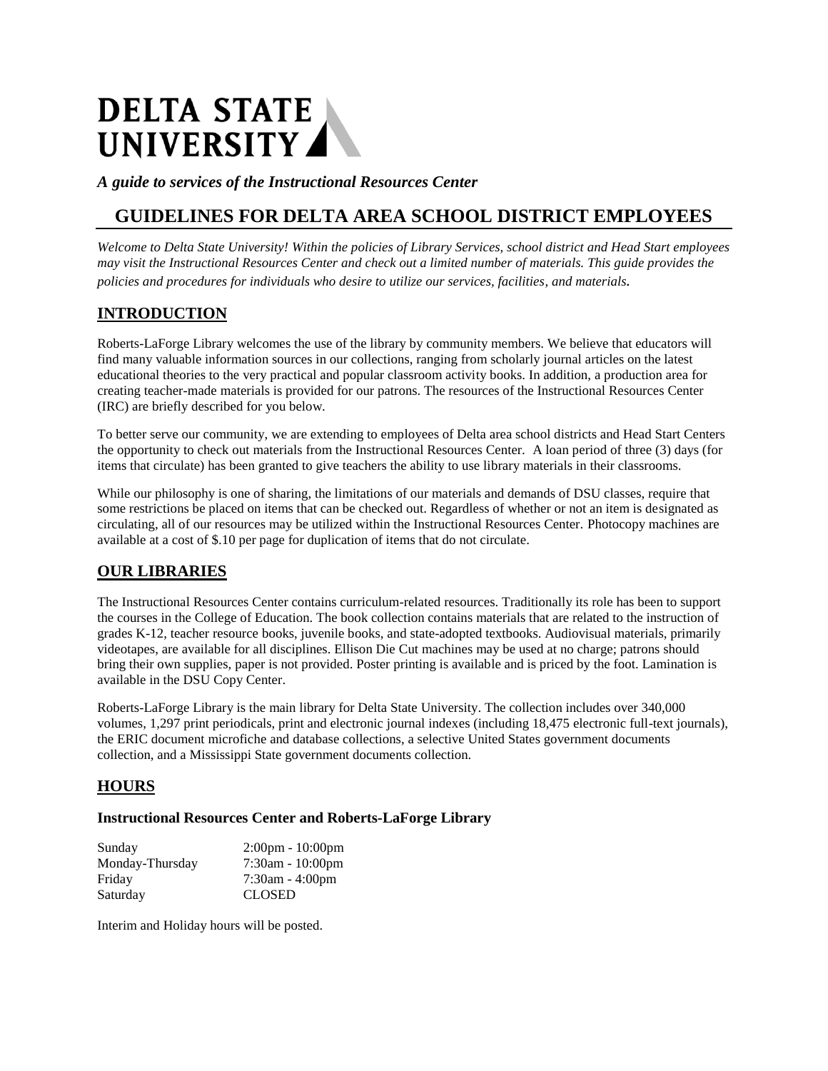# DELTA STATE UNIVERSITY

***A guide to services of the Instructional Resources Center***

## GUIDELINES FOR DELTA AREA SCHOOL DISTRICT EMPLOYEES

*Welcome to Delta State University! Within the policies of Library Services, school district and Head Start employees may visit the Instructional Resources Center and check out a limited number of materials. This guide provides the policies and procedures for individuals who desire to utilize our services, facilities, and materials.*

## INTRODUCTION

Roberts-LaForge Library welcomes the use of the library by community members. We believe that educators will find many valuable information sources in our collections, ranging from scholarly journal articles on the latest educational theories to the very practical and popular classroom activity books. In addition, a production area for creating teacher-made materials is provided for our patrons. The resources of the Instructional Resources Center (IRC) are briefly described for you below.

To better serve our community, we are extending to employees of Delta area school districts and Head Start Centers the opportunity to check out materials from the Instructional Resources Center. A loan period of three (3) days (for items that circulate) has been granted to give teachers the ability to use library materials in their classrooms.

While our philosophy is one of sharing, the limitations of our materials and demands of DSU classes, require that some restrictions be placed on items that can be checked out. Regardless of whether or not an item is designated as circulating, all of our resources may be utilized within the Instructional Resources Center. Photocopy machines are available at a cost of $.10 per page for duplication of items that do not circulate.

## OUR LIBRARIES

The Instructional Resources Center contains curriculum-related resources. Traditionally its role has been to support the courses in the College of Education. The book collection contains materials that are related to the instruction of grades K-12, teacher resource books, juvenile books, and state-adopted textbooks. Audiovisual materials, primarily videotapes, are available for all disciplines. Ellison Die Cut machines may be used at no charge; patrons should bring their own supplies, paper is not provided. Poster printing is available and is priced by the foot. Lamination is available in the DSU Copy Center.

Roberts-LaForge Library is the main library for Delta State University. The collection includes over 340,000 volumes, 1,297 print periodicals, print and electronic journal indexes (including 18,475 electronic full-text journals), the ERIC document microfiche and database collections, a selective United States government documents collection, and a Mississippi State government documents collection.

## HOURS

### Instructional Resources Center and Roberts-LaForge Library

| | |
|---|---|
| Sunday | 2:00pm - 10:00pm |
| Monday-Thursday | 7:30am - 10:00pm |
| Friday | 7:30am - 4:00pm |
| Saturday | CLOSED |

Interim and Holiday hours will be posted.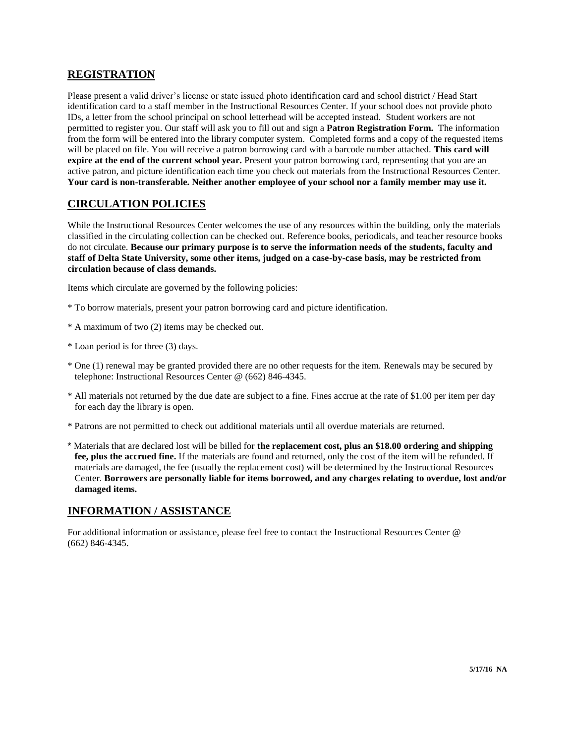## REGISTRATION

Please present a valid driver's license or state issued photo identification card and school district / Head Start identification card to a staff member in the Instructional Resources Center. If your school does not provide photo IDs, a letter from the school principal on school letterhead will be accepted instead. Student workers are not permitted to register you. Our staff will ask you to fill out and sign a **Patron Registration Form.** The information from the form will be entered into the library computer system. Completed forms and a copy of the requested items will be placed on file. You will receive a patron borrowing card with a barcode number attached. **This card will expire at the end of the current school year.** Present your patron borrowing card, representing that you are an active patron, and picture identification each time you check out materials from the Instructional Resources Center. **Your card is non-transferable. Neither another employee of your school nor a family member may use it.**

## CIRCULATION POLICIES

While the Instructional Resources Center welcomes the use of any resources within the building, only the materials classified in the circulating collection can be checked out. Reference books, periodicals, and teacher resource books do not circulate. **Because our primary purpose is to serve the information needs of the students, faculty and staff of Delta State University, some other items, judged on a case-by-case basis, may be restricted from circulation because of class demands.**

Items which circulate are governed by the following policies:

* To borrow materials, present your patron borrowing card and picture identification.

* A maximum of two (2) items may be checked out.

* Loan period is for three (3) days.

* One (1) renewal may be granted provided there are no other requests for the item. Renewals may be secured by telephone: Instructional Resources Center @ (662) 846-4345.

* All materials not returned by the due date are subject to a fine. Fines accrue at the rate of $1.00 per item per day for each day the library is open.

* Patrons are not permitted to check out additional materials until all overdue materials are returned.

* Materials that are declared lost will be billed for **the replacement cost, plus an $18.00 ordering and shipping fee, plus the accrued fine.** If the materials are found and returned, only the cost of the item will be refunded. If materials are damaged, the fee (usually the replacement cost) will be determined by the Instructional Resources Center. **Borrowers are personally liable for items borrowed, and any charges relating to overdue, lost and/or damaged items.**

## INFORMATION / ASSISTANCE

For additional information or assistance, please feel free to contact the Instructional Resources Center @ (662) 846-4345.

**5/17/16 NA**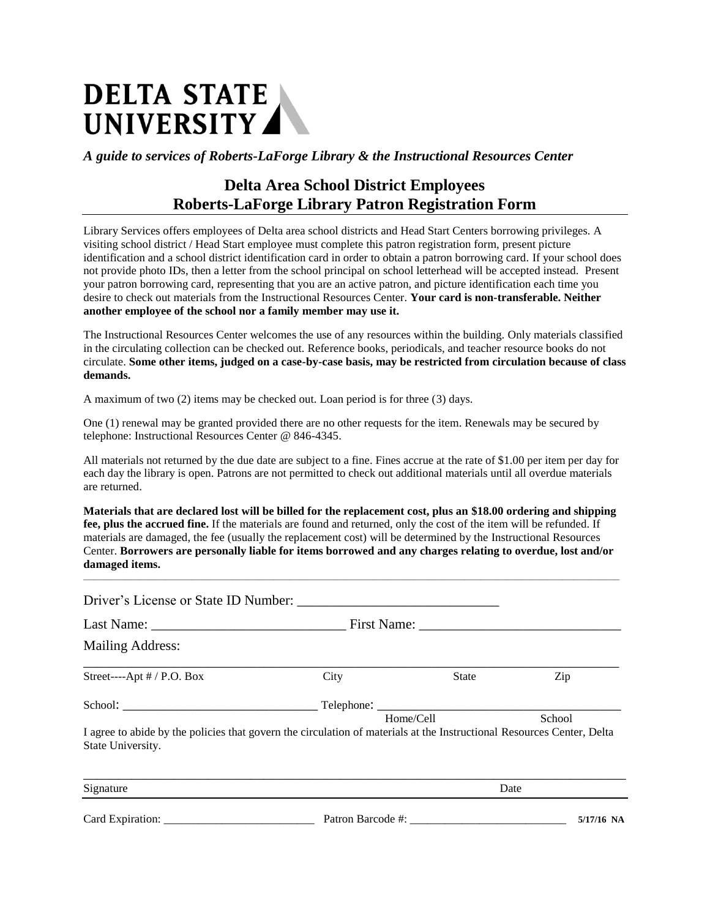# DELTA STATE UNIVERSITY

*A guide to services of Roberts-LaForge Library & the Instructional Resources Center*

## Delta Area School District Employees
## Roberts-LaForge Library Patron Registration Form

Library Services offers employees of Delta area school districts and Head Start Centers borrowing privileges. A visiting school district / Head Start employee must complete this patron registration form, present picture identification and a school district identification card in order to obtain a patron borrowing card. If your school does not provide photo IDs, then a letter from the school principal on school letterhead will be accepted instead. Present your patron borrowing card, representing that you are an active patron, and picture identification each time you desire to check out materials from the Instructional Resources Center. **Your card is non-transferable. Neither another employee of the school nor a family member may use it.**

The Instructional Resources Center welcomes the use of any resources within the building. Only materials classified in the circulating collection can be checked out. Reference books, periodicals, and teacher resource books do not circulate. **Some other items, judged on a case-by-case basis, may be restricted from circulation because of class demands.**

A maximum of two (2) items may be checked out. Loan period is for three (3) days.

One (1) renewal may be granted provided there are no other requests for the item. Renewals may be secured by telephone: Instructional Resources Center @ 846-4345.

All materials not returned by the due date are subject to a fine. Fines accrue at the rate of $1.00 per item per day for each day the library is open. Patrons are not permitted to check out additional materials until all overdue materials are returned.

**Materials that are declared lost will be billed for the replacement cost, plus an $18.00 ordering and shipping fee, plus the accrued fine.** If the materials are found and returned, only the cost of the item will be refunded. If materials are damaged, the fee (usually the replacement cost) will be determined by the Instructional Resources Center. **Borrowers are personally liable for items borrowed and any charges relating to overdue, lost and/or damaged items.**

---

Driver's License or State ID Number: ____________________________

Last Name: ___________________________ First Name: ____________________________

Mailing Address:

_____________________________________________________________________________

Street----Apt # / P.O. Box          City          State          Zip

School: ______________________________ Telephone: ____________________________________

Home/Cell          School

I agree to abide by the policies that govern the circulation of materials at the Instructional Resources Center, Delta State University.

_____________________________________________________________________________

Signature          Date

Card Expiration: __________________________ Patron Barcode #: ___________________________ **5/17/16 NA**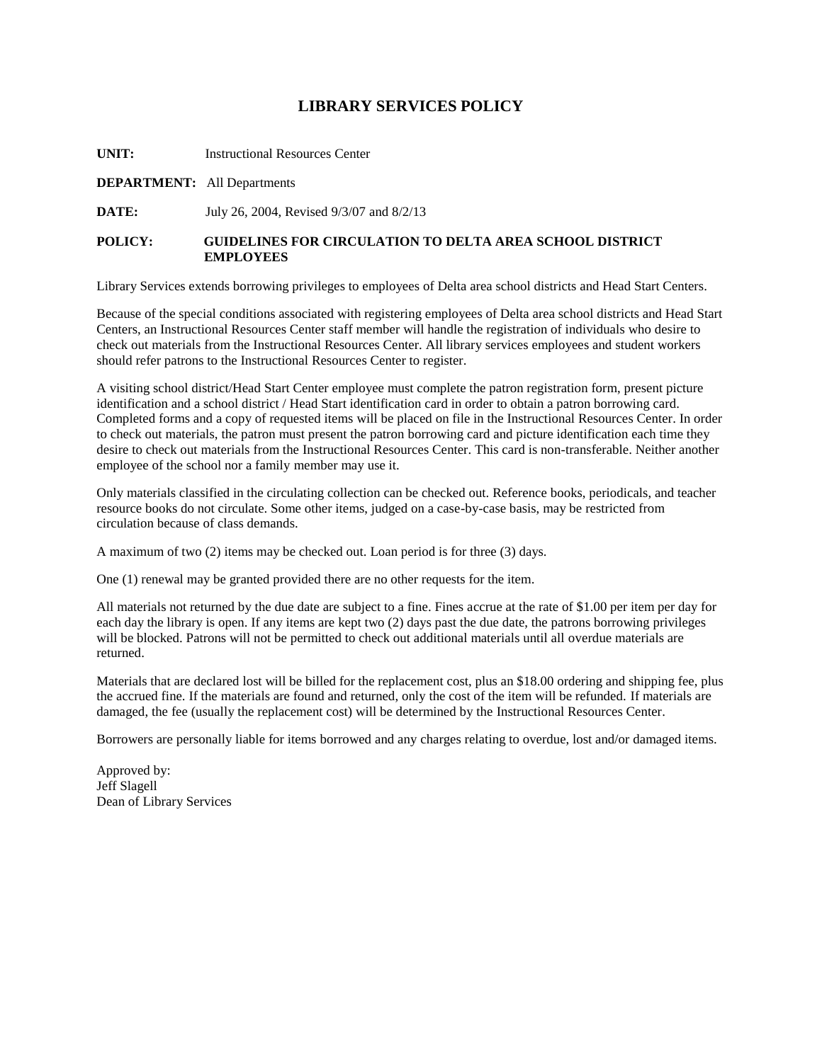# LIBRARY SERVICES POLICY

**UNIT:** Instructional Resources Center

**DEPARTMENT:** All Departments

**DATE:** July 26, 2004, Revised 9/3/07 and 8/2/13

**POLICY:** **GUIDELINES FOR CIRCULATION TO DELTA AREA SCHOOL DISTRICT EMPLOYEES**

Library Services extends borrowing privileges to employees of Delta area school districts and Head Start Centers.

Because of the special conditions associated with registering employees of Delta area school districts and Head Start Centers, an Instructional Resources Center staff member will handle the registration of individuals who desire to check out materials from the Instructional Resources Center. All library services employees and student workers should refer patrons to the Instructional Resources Center to register.

A visiting school district/Head Start Center employee must complete the patron registration form, present picture identification and a school district / Head Start identification card in order to obtain a patron borrowing card. Completed forms and a copy of requested items will be placed on file in the Instructional Resources Center. In order to check out materials, the patron must present the patron borrowing card and picture identification each time they desire to check out materials from the Instructional Resources Center. This card is non-transferable. Neither another employee of the school nor a family member may use it.

Only materials classified in the circulating collection can be checked out. Reference books, periodicals, and teacher resource books do not circulate. Some other items, judged on a case-by-case basis, may be restricted from circulation because of class demands.

A maximum of two (2) items may be checked out. Loan period is for three (3) days.

One (1) renewal may be granted provided there are no other requests for the item.

All materials not returned by the due date are subject to a fine. Fines accrue at the rate of $1.00 per item per day for each day the library is open. If any items are kept two (2) days past the due date, the patrons borrowing privileges will be blocked. Patrons will not be permitted to check out additional materials until all overdue materials are returned.

Materials that are declared lost will be billed for the replacement cost, plus an $18.00 ordering and shipping fee, plus the accrued fine. If the materials are found and returned, only the cost of the item will be refunded. If materials are damaged, the fee (usually the replacement cost) will be determined by the Instructional Resources Center.

Borrowers are personally liable for items borrowed and any charges relating to overdue, lost and/or damaged items.

Approved by:
Jeff Slagell
Dean of Library Services